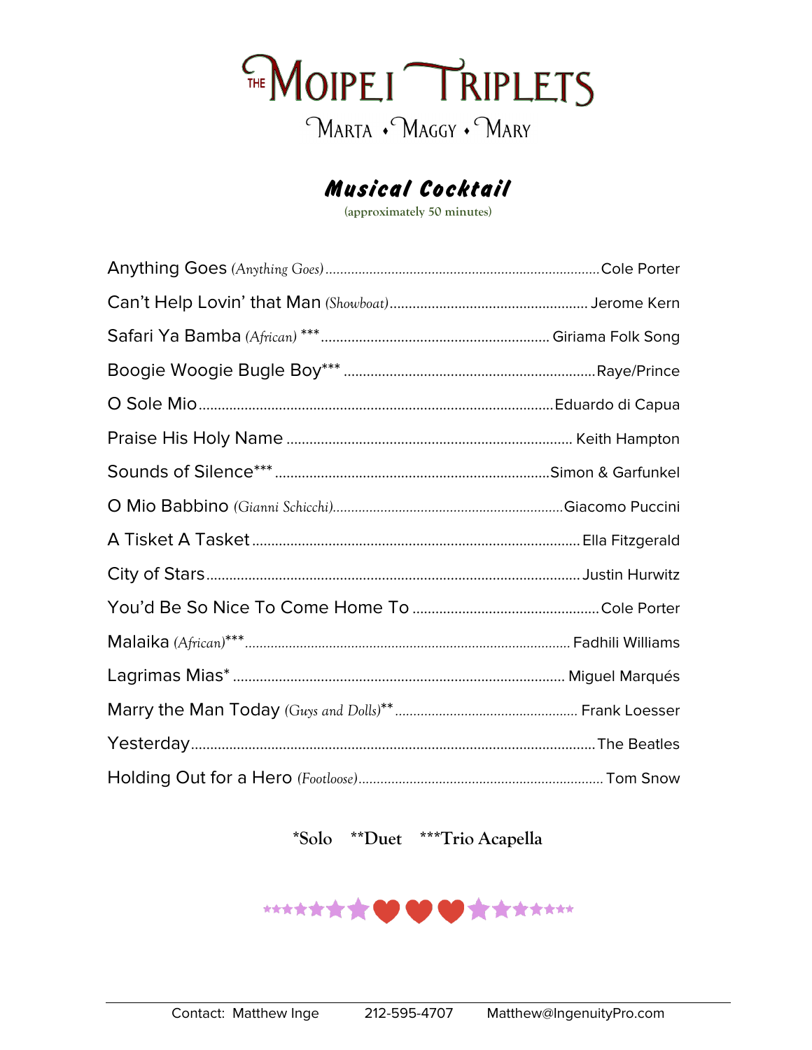# THE MOIPEI TRIPLETS

MARTA • MAGGY • MARY

## *Musical Cocktail*

(approximately 50 minutes)

Anything Goes *(Anything Goes)* ........ Cole Porter

Can't Help Lovin' that Man *(Showboat)* ........ Jerome Kern

Safari Ya Bamba *(African)* *** ........ Giriama Folk Song

Boogie Woogie Bugle Boy*** ........ Raye/Prince

O Sole Mio ........ Eduardo di Capua

Praise His Holy Name ........ Keith Hampton

Sounds of Silence*** ........ Simon & Garfunkel

O Mio Babbino *(Gianni Schicchi)* ........ Giacomo Puccini

A Tisket A Tasket ........ Ella Fitzgerald

City of Stars ........ Justin Hurwitz

You'd Be So Nice To Come Home To ........ Cole Porter

Malaika *(African)****........ Fadhili Williams

Lagrimas Mias* ........ Miguel Marqués

Marry the Man Today *(Guys and Dolls)*** ........ Frank Loesser

Yesterday ........ The Beatles

Holding Out for a Hero *(Footloose)* ........ Tom Snow

**\*Solo \*\*Duet \*\*\*Trio Acapella**

Contact: Matthew Inge 212-595-4707 Matthew@IngenuityPro.com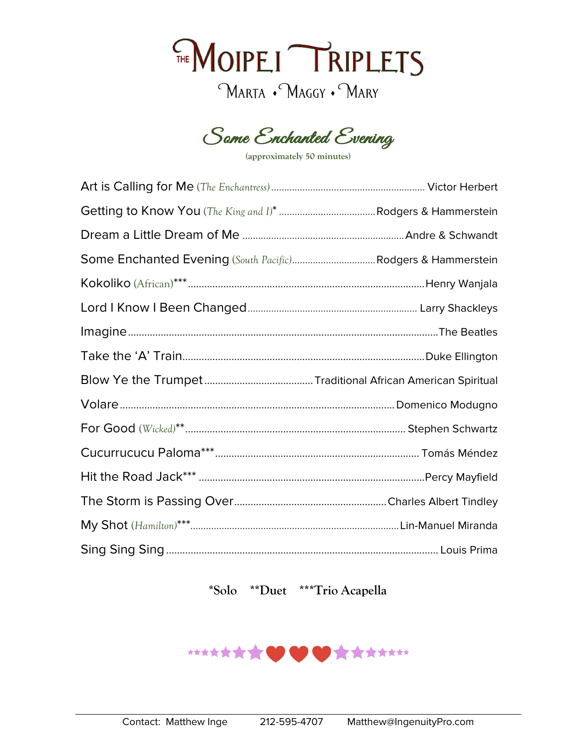# THE MOIPEI TRIPLETS

MARTA • MAGGY • MARY

## *Some Enchanted Evening*

(approximately 50 minutes)

| Song | Composer |
|---|---|
| Art is Calling for Me *(The Enchantress)* | Victor Herbert |
| Getting to Know You *(The King and I)** | Rodgers & Hammerstein |
| Dream a Little Dream of Me | Andre & Schwandt |
| Some Enchanted Evening *(South Pacific)* | Rodgers & Hammerstein |
| Kokoliko (African)*** | Henry Wanjala |
| Lord I Know I Been Changed | Larry Shackleys |
| Imagine | The Beatles |
| Take the 'A' Train | Duke Ellington |
| Blow Ye the Trumpet | Traditional African American Spiritual |
| Volare | Domenico Modugno |
| For Good *(Wicked)*** | Stephen Schwartz |
| Cucurrucucu Paloma*** | Tomás Méndez |
| Hit the Road Jack*** | Percy Mayfield |
| The Storm is Passing Over | Charles Albert Tindley |
| My Shot *(Hamilton)**** | Lin-Manuel Miranda |
| Sing Sing Sing | Louis Prima |

**\*Solo  \*\*Duet  \*\*\*Trio Acapella**

Contact: Matthew Inge  212-595-4707  Matthew@IngenuityPro.com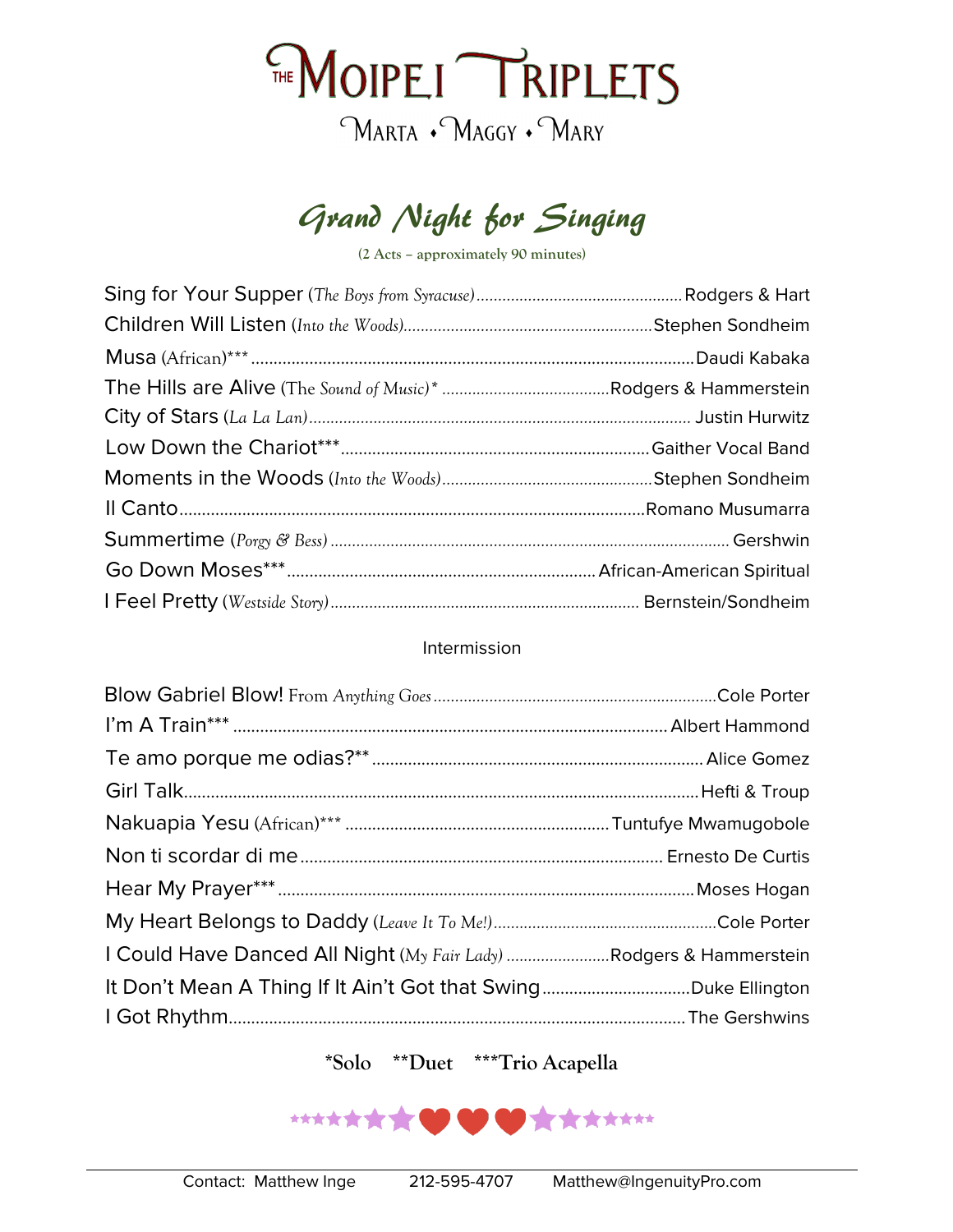# THE MOIPEI TRIPLETS

MARTA • MAGGY • MARY

## *Grand Night for Singing*

**(2 Acts – approximately 90 minutes)**

Sing for Your Supper (*The Boys from Syracuse*) ........ Rodgers & Hart
Children Will Listen (*Into the Woods*) ........ Stephen Sondheim
Musa (African)*** ........ Daudi Kabaka
The Hills are Alive (The *Sound of Music*)* ........ Rodgers & Hammerstein
City of Stars (*La La Lan*) ........ Justin Hurwitz
Low Down the Chariot*** ........ Gaither Vocal Band
Moments in the Woods (*Into the Woods*) ........ Stephen Sondheim
Il Canto ........ Romano Musumarra
Summertime (*Porgy & Bess*) ........ Gershwin
Go Down Moses*** ........ African-American Spiritual
I Feel Pretty (*Westside Story*) ........ Bernstein/Sondheim

Intermission

Blow Gabriel Blow! From *Anything Goes* ........ Cole Porter
I'm A Train*** ........ Albert Hammond
Te amo porque me odias?** ........ Alice Gomez
Girl Talk ........ Hefti & Troup
Nakuapia Yesu (African)*** ........ Tuntufye Mwamugobole
Non ti scordar di me ........ Ernesto De Curtis
Hear My Prayer*** ........ Moses Hogan
My Heart Belongs to Daddy (*Leave It To Me!*) ........ Cole Porter
I Could Have Danced All Night (*My Fair Lady*) ........ Rodgers & Hammerstein
It Don't Mean A Thing If It Ain't Got that Swing ........ Duke Ellington
I Got Rhythm ........ The Gershwins

**\*Solo  \*\*Duet  \*\*\*Trio Acapella**

Contact: Matthew Inge  212-595-4707  Matthew@IngenuityPro.com